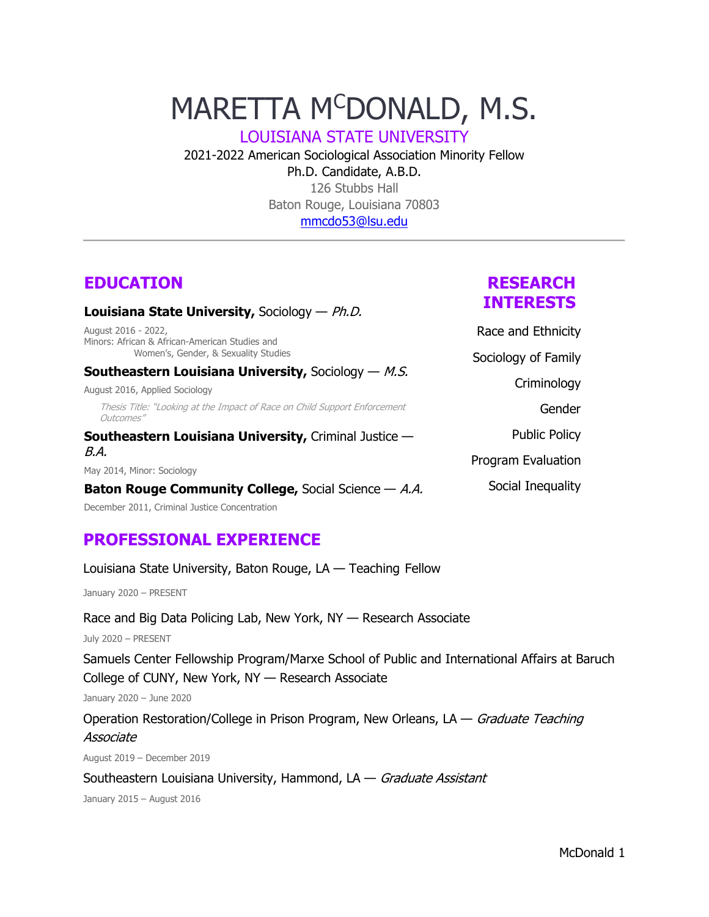# MARETTA MCDONALD, M.S.

LOUISIANA STATE UNIVERSITY

2021-2022 American Sociological Association Minority Fellow

Ph.D. Candidate, A.B.D.

126 Stubbs Hall

Baton Rouge, Louisiana 70803

mmcdo53@lsu.edu

---

## EDUCATION

**Louisiana State University,** Sociology — *Ph.D.*

August 2016 - 2022,
Minors: African & African-American Studies and
Women's, Gender, & Sexuality Studies

**Southeastern Louisiana University,** Sociology — *M.S.*

August 2016, Applied Sociology

*Thesis Title: "Looking at the Impact of Race on Child Support Enforcement Outcomes"*

**Southeastern Louisiana University,** Criminal Justice — *B.A.*

May 2014, Minor: Sociology

**Baton Rouge Community College,** Social Science — *A.A.*

December 2011, Criminal Justice Concentration

## RESEARCH INTERESTS

Race and Ethnicity

Sociology of Family

Criminology

Gender

Public Policy

Program Evaluation

Social Inequality

## PROFESSIONAL EXPERIENCE

Louisiana State University, Baton Rouge, LA — Teaching Fellow

January 2020 – PRESENT

Race and Big Data Policing Lab, New York, NY — Research Associate

July 2020 – PRESENT

Samuels Center Fellowship Program/Marxe School of Public and International Affairs at Baruch College of CUNY, New York, NY — Research Associate

January 2020 – June 2020

Operation Restoration/College in Prison Program, New Orleans, LA — *Graduate Teaching Associate*

August 2019 – December 2019

Southeastern Louisiana University, Hammond, LA — *Graduate Assistant*

January 2015 – August 2016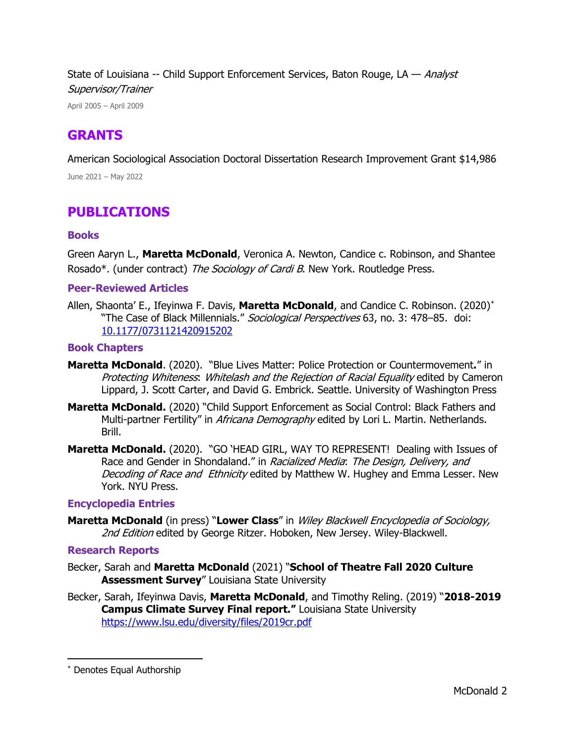State of Louisiana -- Child Support Enforcement Services, Baton Rouge, LA — *Analyst Supervisor/Trainer*

April 2005 – April 2009

## GRANTS

American Sociological Association Doctoral Dissertation Research Improvement Grant $14,986

June 2021 – May 2022

## PUBLICATIONS

### Books

Green Aaryn L., **Maretta McDonald**, Veronica A. Newton, Candice c. Robinson, and Shantee Rosado*. (under contract) *The Sociology of Cardi B*. New York. Routledge Press.

### Peer-Reviewed Articles

Allen, Shaonta' E., Ifeyinwa F. Davis, **Maretta McDonald**, and Candice C. Robinson. (2020)* "The Case of Black Millennials." *Sociological Perspectives* 63, no. 3: 478–85. doi: [10.1177/0731121420915202](https://doi.org/10.1177/0731121420915202)

### Book Chapters

**Maretta McDonald**. (2020). "Blue Lives Matter: Police Protection or Countermovement**.**" in *Protecting Whiteness*: *Whitelash and the Rejection of Racial Equality* edited by Cameron Lippard, J. Scott Carter, and David G. Embrick. Seattle. University of Washington Press

**Maretta McDonald.** (2020) "Child Support Enforcement as Social Control: Black Fathers and Multi-partner Fertility" in *Africana Demography* edited by Lori L. Martin. Netherlands. Brill.

**Maretta McDonald.** (2020). "GO 'HEAD GIRL, WAY TO REPRESENT! Dealing with Issues of Race and Gender in Shondaland." in *Racialized Media*: *The Design, Delivery, and Decoding of Race and Ethnicity* edited by Matthew W. Hughey and Emma Lesser. New York. NYU Press.

### Encyclopedia Entries

**Maretta McDonald** (in press) "**Lower Class**" in *Wiley Blackwell Encyclopedia of Sociology, 2nd Edition* edited by George Ritzer. Hoboken, New Jersey. Wiley-Blackwell.

### Research Reports

Becker, Sarah and **Maretta McDonald** (2021) "**School of Theatre Fall 2020 Culture Assessment Survey**" Louisiana State University

Becker, Sarah, Ifeyinwa Davis, **Maretta McDonald**, and Timothy Reling. (2019) "**2018-2019 Campus Climate Survey Final report."** Louisiana State University [https://www.lsu.edu/diversity/files/2019cr.pdf](https://www.lsu.edu/diversity/files/2019cr.pdf)

---

* Denotes Equal Authorship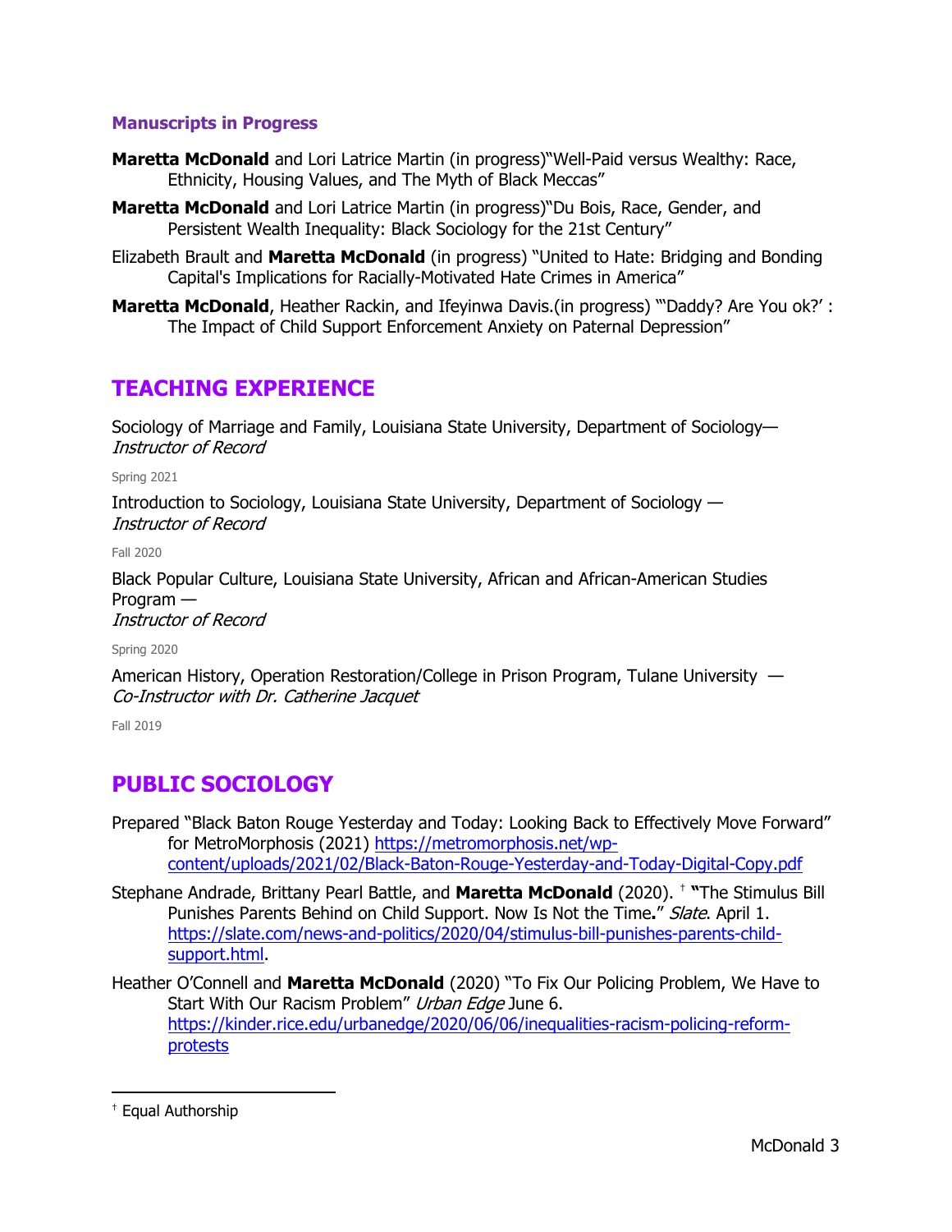### Manuscripts in Progress

**Maretta McDonald** and Lori Latrice Martin (in progress)"Well-Paid versus Wealthy: Race, Ethnicity, Housing Values, and The Myth of Black Meccas"

**Maretta McDonald** and Lori Latrice Martin (in progress)"Du Bois, Race, Gender, and Persistent Wealth Inequality: Black Sociology for the 21st Century"

Elizabeth Brault and **Maretta McDonald** (in progress) "United to Hate: Bridging and Bonding Capital's Implications for Racially-Motivated Hate Crimes in America"

**Maretta McDonald**, Heather Rackin, and Ifeyinwa Davis.(in progress) "'Daddy? Are You ok?' : The Impact of Child Support Enforcement Anxiety on Paternal Depression"

## TEACHING EXPERIENCE

Sociology of Marriage and Family, Louisiana State University, Department of Sociology— *Instructor of Record*

Spring 2021

Introduction to Sociology, Louisiana State University, Department of Sociology — *Instructor of Record*

Fall 2020

Black Popular Culture, Louisiana State University, African and African-American Studies Program — *Instructor of Record*

Spring 2020

American History, Operation Restoration/College in Prison Program, Tulane University — *Co-Instructor with Dr. Catherine Jacquet*

Fall 2019

## PUBLIC SOCIOLOGY

Prepared "Black Baton Rouge Yesterday and Today: Looking Back to Effectively Move Forward" for MetroMorphosis (2021) https://metromorphosis.net/wp-content/uploads/2021/02/Black-Baton-Rouge-Yesterday-and-Today-Digital-Copy.pdf

Stephane Andrade, Brittany Pearl Battle, and **Maretta McDonald** (2020). [†] **"**The Stimulus Bill Punishes Parents Behind on Child Support. Now Is Not the Time**.**" *Slate*. April 1. https://slate.com/news-and-politics/2020/04/stimulus-bill-punishes-parents-child-support.html.

Heather O'Connell and **Maretta McDonald** (2020) "To Fix Our Policing Problem, We Have to Start With Our Racism Problem" *Urban Edge* June 6. https://kinder.rice.edu/urbanedge/2020/06/06/inequalities-racism-policing-reform-protests

---

[†] Equal Authorship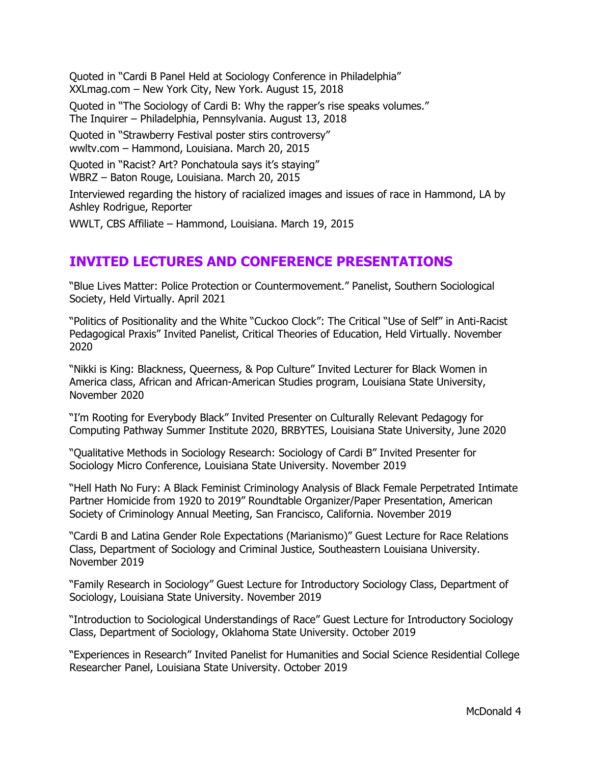Quoted in "Cardi B Panel Held at Sociology Conference in Philadelphia"
XXLmag.com – New York City, New York. August 15, 2018

Quoted in "The Sociology of Cardi B: Why the rapper's rise speaks volumes."
The Inquirer – Philadelphia, Pennsylvania. August 13, 2018

Quoted in "Strawberry Festival poster stirs controversy"
wwltv.com – Hammond, Louisiana. March 20, 2015

Quoted in "Racist? Art? Ponchatoula says it's staying"
WBRZ – Baton Rouge, Louisiana. March 20, 2015

Interviewed regarding the history of racialized images and issues of race in Hammond, LA by Ashley Rodrigue, Reporter

WWLT, CBS Affiliate – Hammond, Louisiana. March 19, 2015

## INVITED LECTURES AND CONFERENCE PRESENTATIONS

"Blue Lives Matter: Police Protection or Countermovement." Panelist, Southern Sociological Society, Held Virtually. April 2021

"Politics of Positionality and the White "Cuckoo Clock": The Critical "Use of Self" in Anti-Racist Pedagogical Praxis" Invited Panelist, Critical Theories of Education, Held Virtually. November 2020

"Nikki is King: Blackness, Queerness, & Pop Culture" Invited Lecturer for Black Women in America class, African and African-American Studies program, Louisiana State University, November 2020

"I'm Rooting for Everybody Black" Invited Presenter on Culturally Relevant Pedagogy for Computing Pathway Summer Institute 2020, BRBYTES, Louisiana State University, June 2020

"Qualitative Methods in Sociology Research: Sociology of Cardi B" Invited Presenter for Sociology Micro Conference, Louisiana State University. November 2019

"Hell Hath No Fury: A Black Feminist Criminology Analysis of Black Female Perpetrated Intimate Partner Homicide from 1920 to 2019" Roundtable Organizer/Paper Presentation, American Society of Criminology Annual Meeting, San Francisco, California. November 2019

"Cardi B and Latina Gender Role Expectations (Marianismo)" Guest Lecture for Race Relations Class, Department of Sociology and Criminal Justice, Southeastern Louisiana University. November 2019

"Family Research in Sociology" Guest Lecture for Introductory Sociology Class, Department of Sociology, Louisiana State University. November 2019

"Introduction to Sociological Understandings of Race" Guest Lecture for Introductory Sociology Class, Department of Sociology, Oklahoma State University. October 2019

"Experiences in Research" Invited Panelist for Humanities and Social Science Residential College Researcher Panel, Louisiana State University. October 2019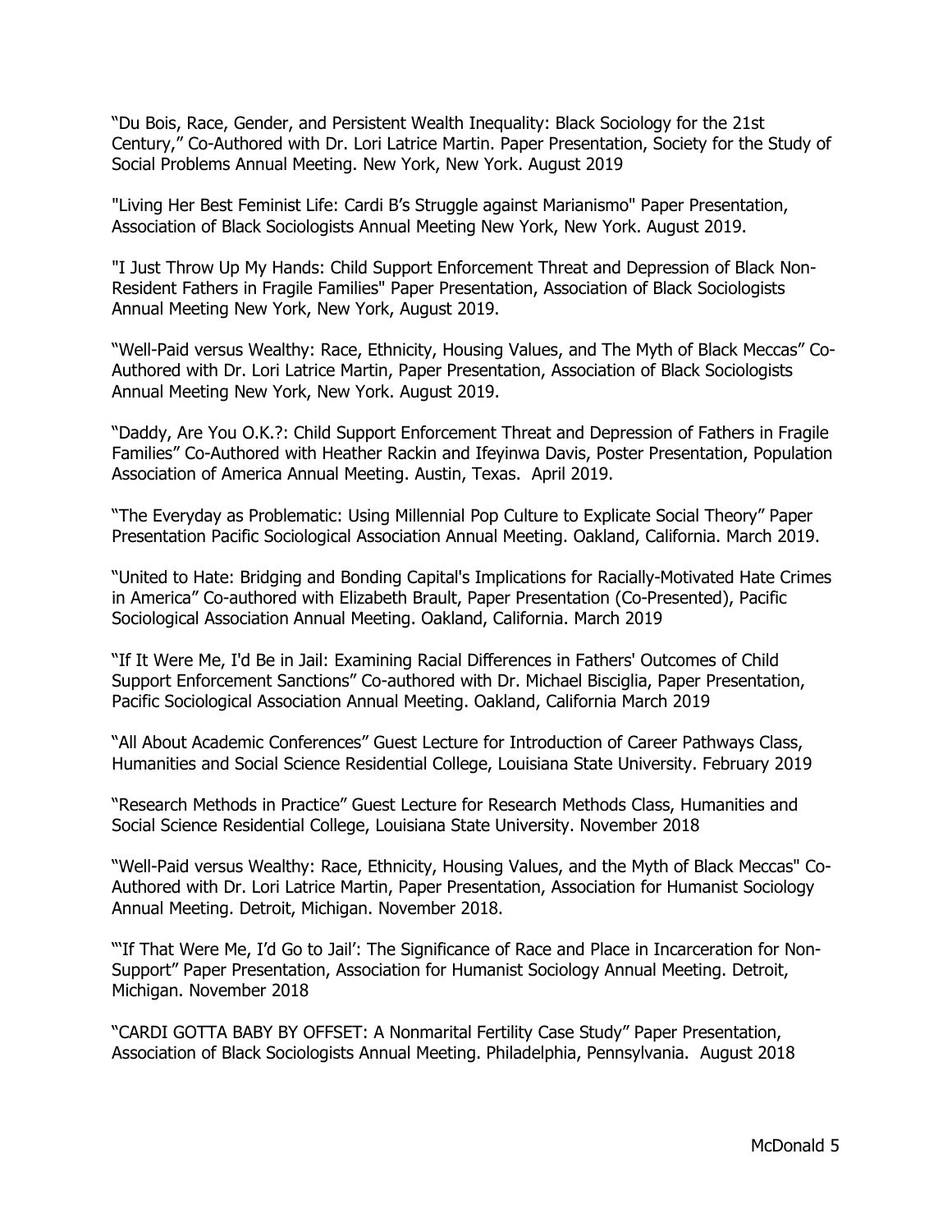"Du Bois, Race, Gender, and Persistent Wealth Inequality: Black Sociology for the 21st Century," Co-Authored with Dr. Lori Latrice Martin. Paper Presentation, Society for the Study of Social Problems Annual Meeting. New York, New York. August 2019

"Living Her Best Feminist Life: Cardi B's Struggle against Marianismo" Paper Presentation, Association of Black Sociologists Annual Meeting New York, New York. August 2019.

"I Just Throw Up My Hands: Child Support Enforcement Threat and Depression of Black Non-Resident Fathers in Fragile Families" Paper Presentation, Association of Black Sociologists Annual Meeting New York, New York, August 2019.

"Well-Paid versus Wealthy: Race, Ethnicity, Housing Values, and The Myth of Black Meccas" Co-Authored with Dr. Lori Latrice Martin, Paper Presentation, Association of Black Sociologists Annual Meeting New York, New York. August 2019.

"Daddy, Are You O.K.?: Child Support Enforcement Threat and Depression of Fathers in Fragile Families" Co-Authored with Heather Rackin and Ifeyinwa Davis, Poster Presentation, Population Association of America Annual Meeting. Austin, Texas. April 2019.

"The Everyday as Problematic: Using Millennial Pop Culture to Explicate Social Theory" Paper Presentation Pacific Sociological Association Annual Meeting. Oakland, California. March 2019.

"United to Hate: Bridging and Bonding Capital's Implications for Racially-Motivated Hate Crimes in America" Co-authored with Elizabeth Brault, Paper Presentation (Co-Presented), Pacific Sociological Association Annual Meeting. Oakland, California. March 2019

"If It Were Me, I'd Be in Jail: Examining Racial Differences in Fathers' Outcomes of Child Support Enforcement Sanctions" Co-authored with Dr. Michael Bisciglia, Paper Presentation, Pacific Sociological Association Annual Meeting. Oakland, California March 2019

"All About Academic Conferences" Guest Lecture for Introduction of Career Pathways Class, Humanities and Social Science Residential College, Louisiana State University. February 2019

"Research Methods in Practice" Guest Lecture for Research Methods Class, Humanities and Social Science Residential College, Louisiana State University. November 2018

"Well-Paid versus Wealthy: Race, Ethnicity, Housing Values, and the Myth of Black Meccas" Co-Authored with Dr. Lori Latrice Martin, Paper Presentation, Association for Humanist Sociology Annual Meeting. Detroit, Michigan. November 2018.

"'If That Were Me, I'd Go to Jail': The Significance of Race and Place in Incarceration for Non-Support" Paper Presentation, Association for Humanist Sociology Annual Meeting. Detroit, Michigan. November 2018

"CARDI GOTTA BABY BY OFFSET: A Nonmarital Fertility Case Study" Paper Presentation, Association of Black Sociologists Annual Meeting. Philadelphia, Pennsylvania. August 2018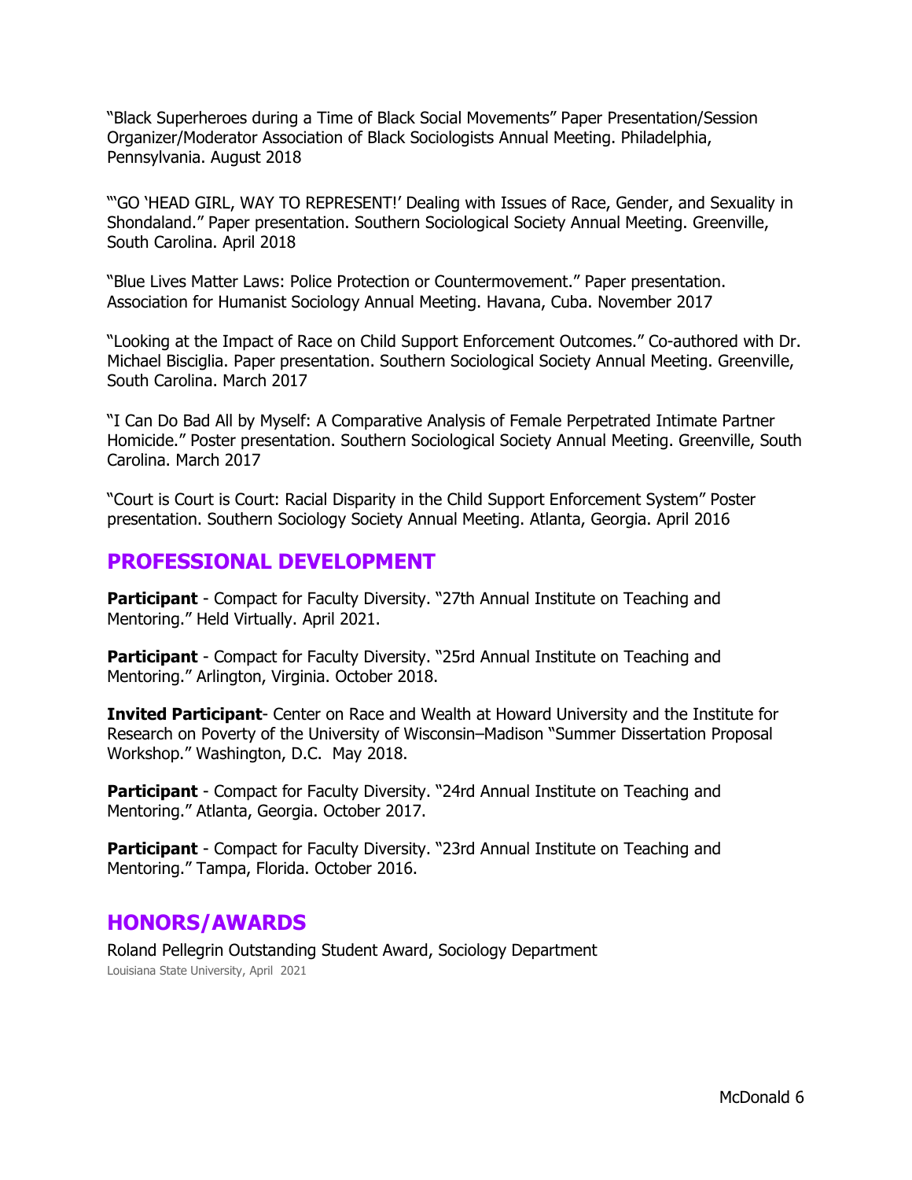"Black Superheroes during a Time of Black Social Movements" Paper Presentation/Session Organizer/Moderator Association of Black Sociologists Annual Meeting. Philadelphia, Pennsylvania. August 2018

"'GO 'HEAD GIRL, WAY TO REPRESENT!' Dealing with Issues of Race, Gender, and Sexuality in Shondaland." Paper presentation. Southern Sociological Society Annual Meeting. Greenville, South Carolina. April 2018

"Blue Lives Matter Laws: Police Protection or Countermovement." Paper presentation. Association for Humanist Sociology Annual Meeting. Havana, Cuba. November 2017

"Looking at the Impact of Race on Child Support Enforcement Outcomes." Co-authored with Dr. Michael Bisciglia. Paper presentation. Southern Sociological Society Annual Meeting. Greenville, South Carolina. March 2017

"I Can Do Bad All by Myself: A Comparative Analysis of Female Perpetrated Intimate Partner Homicide." Poster presentation. Southern Sociological Society Annual Meeting. Greenville, South Carolina. March 2017

"Court is Court is Court: Racial Disparity in the Child Support Enforcement System" Poster presentation. Southern Sociology Society Annual Meeting. Atlanta, Georgia. April 2016

## PROFESSIONAL DEVELOPMENT

**Participant** - Compact for Faculty Diversity. "27th Annual Institute on Teaching and Mentoring." Held Virtually. April 2021.

**Participant** - Compact for Faculty Diversity. "25rd Annual Institute on Teaching and Mentoring." Arlington, Virginia. October 2018.

**Invited Participant**- Center on Race and Wealth at Howard University and the Institute for Research on Poverty of the University of Wisconsin–Madison "Summer Dissertation Proposal Workshop." Washington, D.C. May 2018.

**Participant** - Compact for Faculty Diversity. "24rd Annual Institute on Teaching and Mentoring." Atlanta, Georgia. October 2017.

**Participant** - Compact for Faculty Diversity. "23rd Annual Institute on Teaching and Mentoring." Tampa, Florida. October 2016.

## HONORS/AWARDS

Roland Pellegrin Outstanding Student Award, Sociology Department
Louisiana State University, April 2021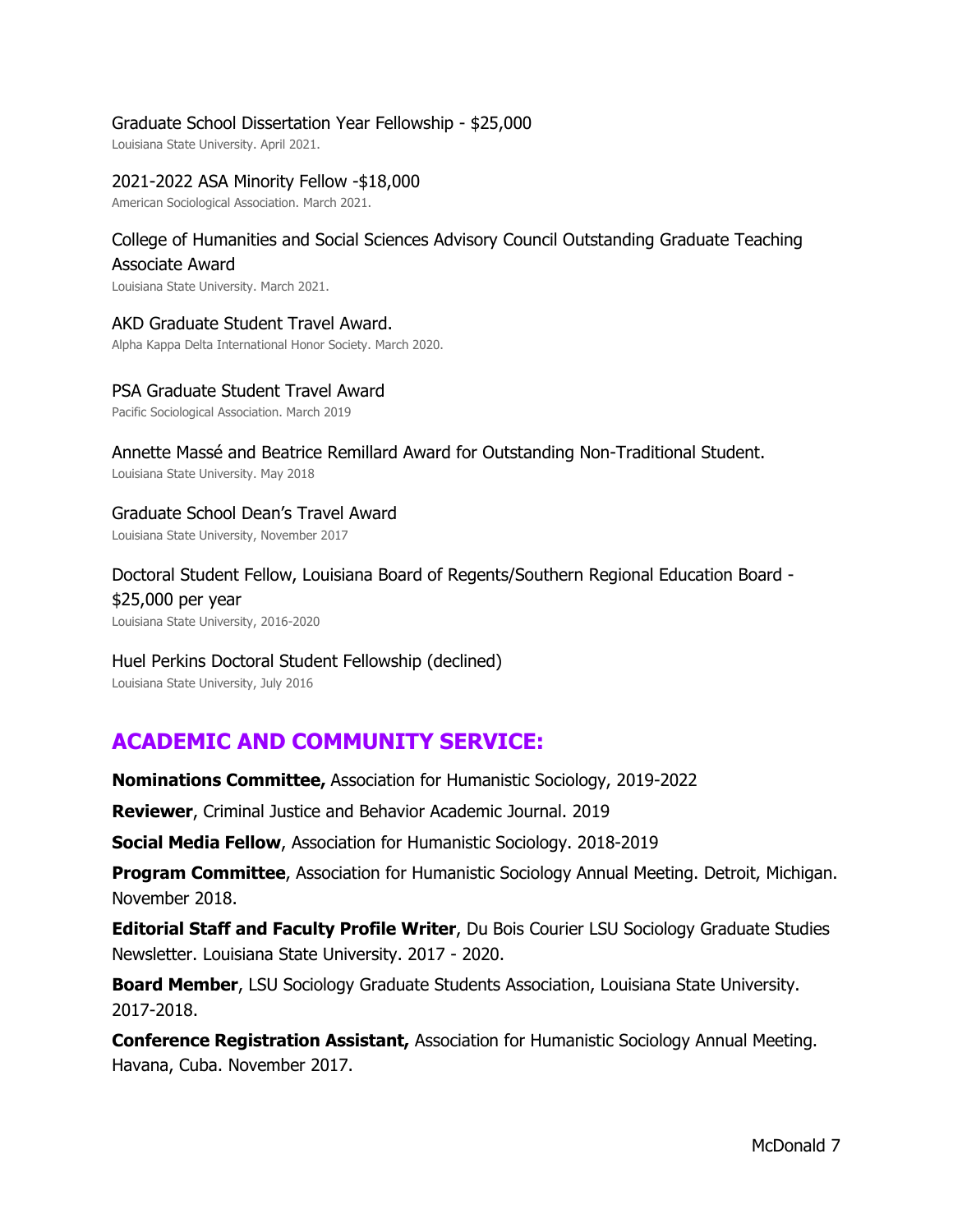Graduate School Dissertation Year Fellowship - $25,000
Louisiana State University. April 2021.

2021-2022 ASA Minority Fellow -$18,000
American Sociological Association. March 2021.

College of Humanities and Social Sciences Advisory Council Outstanding Graduate Teaching Associate Award
Louisiana State University. March 2021.

AKD Graduate Student Travel Award.
Alpha Kappa Delta International Honor Society. March 2020.

PSA Graduate Student Travel Award
Pacific Sociological Association. March 2019

Annette Massé and Beatrice Remillard Award for Outstanding Non-Traditional Student.
Louisiana State University. May 2018

Graduate School Dean's Travel Award
Louisiana State University, November 2017

Doctoral Student Fellow, Louisiana Board of Regents/Southern Regional Education Board - $25,000 per year
Louisiana State University, 2016-2020

Huel Perkins Doctoral Student Fellowship (declined)
Louisiana State University, July 2016

## ACADEMIC AND COMMUNITY SERVICE:

**Nominations Committee,** Association for Humanistic Sociology, 2019-2022

**Reviewer**, Criminal Justice and Behavior Academic Journal. 2019

**Social Media Fellow**, Association for Humanistic Sociology. 2018-2019

**Program Committee**, Association for Humanistic Sociology Annual Meeting. Detroit, Michigan. November 2018.

**Editorial Staff and Faculty Profile Writer**, Du Bois Courier LSU Sociology Graduate Studies Newsletter. Louisiana State University. 2017 - 2020.

**Board Member**, LSU Sociology Graduate Students Association, Louisiana State University. 2017-2018.

**Conference Registration Assistant,** Association for Humanistic Sociology Annual Meeting. Havana, Cuba. November 2017.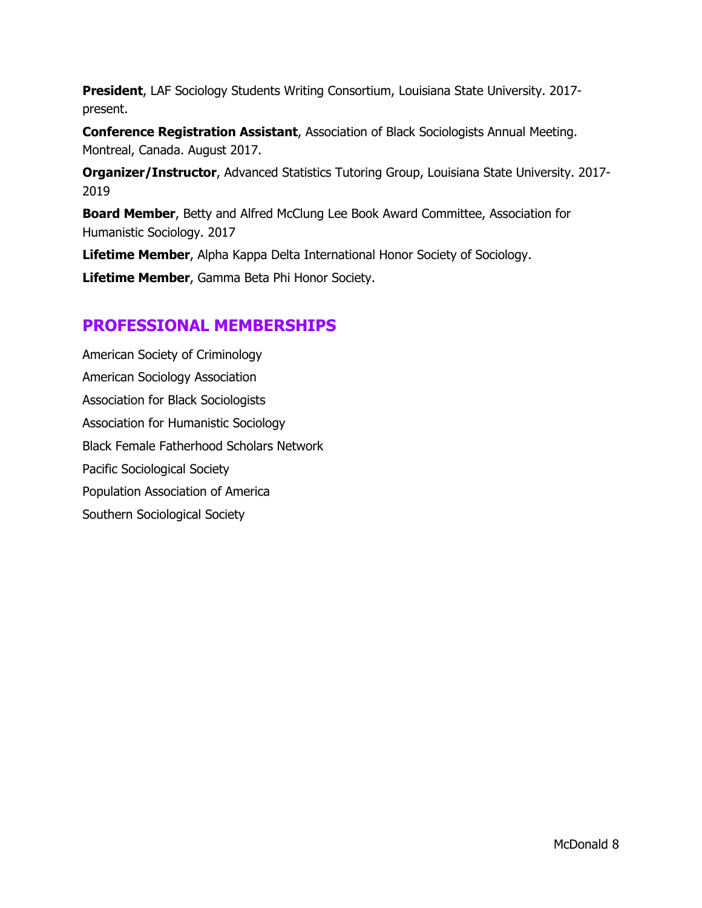**President**, LAF Sociology Students Writing Consortium, Louisiana State University. 2017-present.

**Conference Registration Assistant**, Association of Black Sociologists Annual Meeting. Montreal, Canada. August 2017.

**Organizer/Instructor**, Advanced Statistics Tutoring Group, Louisiana State University. 2017-2019

**Board Member**, Betty and Alfred McClung Lee Book Award Committee, Association for Humanistic Sociology. 2017

**Lifetime Member**, Alpha Kappa Delta International Honor Society of Sociology.

**Lifetime Member**, Gamma Beta Phi Honor Society.

## PROFESSIONAL MEMBERSHIPS

American Society of Criminology

American Sociology Association

Association for Black Sociologists

Association for Humanistic Sociology

Black Female Fatherhood Scholars Network

Pacific Sociological Society

Population Association of America

Southern Sociological Society